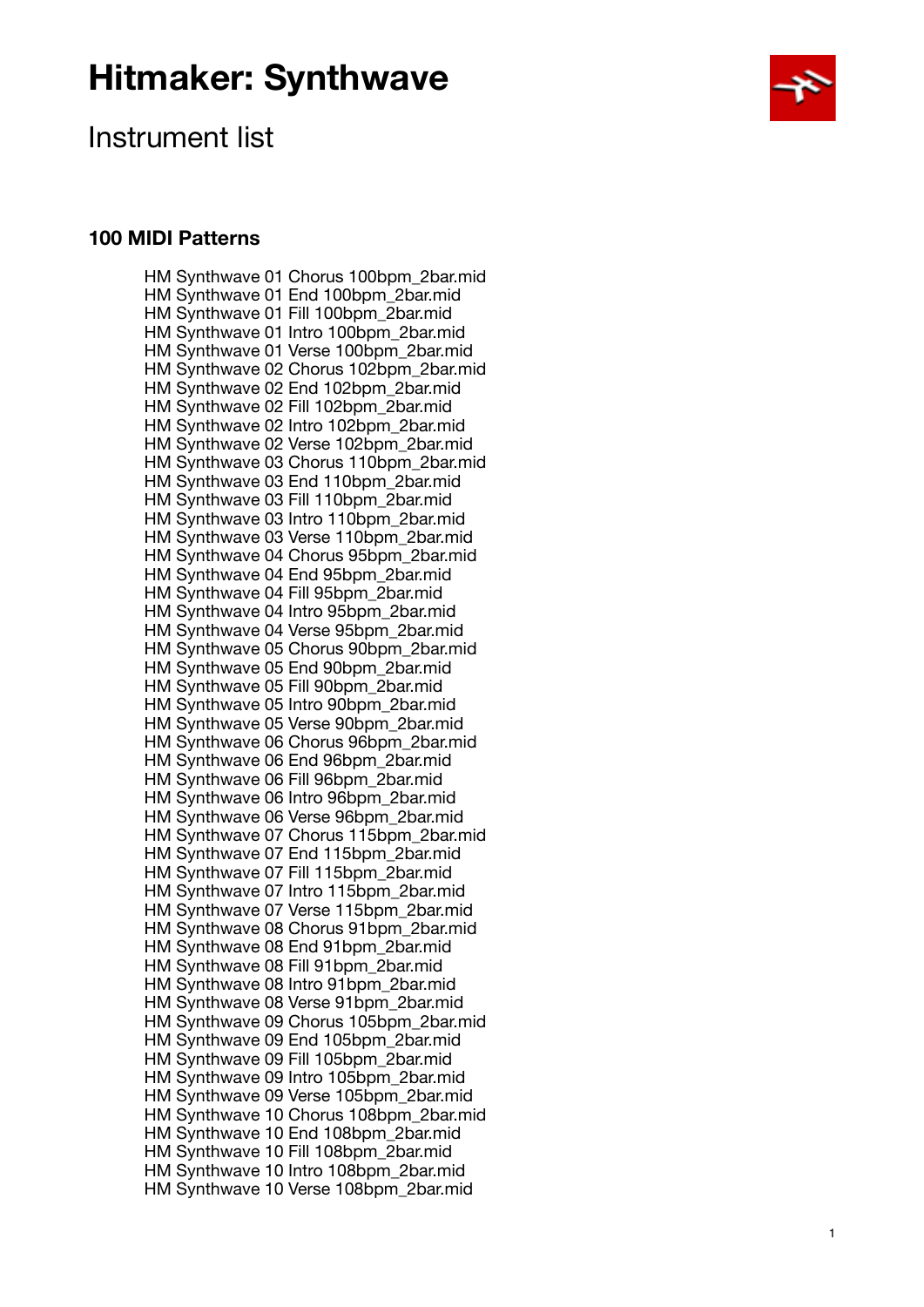# Hitmaker: Synthwave

## Instrument list

### 100 MIDI Patterns

HM Synthwave 01 Chorus 100bpm_2bar.mid
HM Synthwave 01 End 100bpm_2bar.mid
HM Synthwave 01 Fill 100bpm_2bar.mid
HM Synthwave 01 Intro 100bpm_2bar.mid
HM Synthwave 01 Verse 100bpm_2bar.mid
HM Synthwave 02 Chorus 102bpm_2bar.mid
HM Synthwave 02 End 102bpm_2bar.mid
HM Synthwave 02 Fill 102bpm_2bar.mid
HM Synthwave 02 Intro 102bpm_2bar.mid
HM Synthwave 02 Verse 102bpm_2bar.mid
HM Synthwave 03 Chorus 110bpm_2bar.mid
HM Synthwave 03 End 110bpm_2bar.mid
HM Synthwave 03 Fill 110bpm_2bar.mid
HM Synthwave 03 Intro 110bpm_2bar.mid
HM Synthwave 03 Verse 110bpm_2bar.mid
HM Synthwave 04 Chorus 95bpm_2bar.mid
HM Synthwave 04 End 95bpm_2bar.mid
HM Synthwave 04 Fill 95bpm_2bar.mid
HM Synthwave 04 Intro 95bpm_2bar.mid
HM Synthwave 04 Verse 95bpm_2bar.mid
HM Synthwave 05 Chorus 90bpm_2bar.mid
HM Synthwave 05 End 90bpm_2bar.mid
HM Synthwave 05 Fill 90bpm_2bar.mid
HM Synthwave 05 Intro 90bpm_2bar.mid
HM Synthwave 05 Verse 90bpm_2bar.mid
HM Synthwave 06 Chorus 96bpm_2bar.mid
HM Synthwave 06 End 96bpm_2bar.mid
HM Synthwave 06 Fill 96bpm_2bar.mid
HM Synthwave 06 Intro 96bpm_2bar.mid
HM Synthwave 06 Verse 96bpm_2bar.mid
HM Synthwave 07 Chorus 115bpm_2bar.mid
HM Synthwave 07 End 115bpm_2bar.mid
HM Synthwave 07 Fill 115bpm_2bar.mid
HM Synthwave 07 Intro 115bpm_2bar.mid
HM Synthwave 07 Verse 115bpm_2bar.mid
HM Synthwave 08 Chorus 91bpm_2bar.mid
HM Synthwave 08 End 91bpm_2bar.mid
HM Synthwave 08 Fill 91bpm_2bar.mid
HM Synthwave 08 Intro 91bpm_2bar.mid
HM Synthwave 08 Verse 91bpm_2bar.mid
HM Synthwave 09 Chorus 105bpm_2bar.mid
HM Synthwave 09 End 105bpm_2bar.mid
HM Synthwave 09 Fill 105bpm_2bar.mid
HM Synthwave 09 Intro 105bpm_2bar.mid
HM Synthwave 09 Verse 105bpm_2bar.mid
HM Synthwave 10 Chorus 108bpm_2bar.mid
HM Synthwave 10 End 108bpm_2bar.mid
HM Synthwave 10 Fill 108bpm_2bar.mid
HM Synthwave 10 Intro 108bpm_2bar.mid
HM Synthwave 10 Verse 108bpm_2bar.mid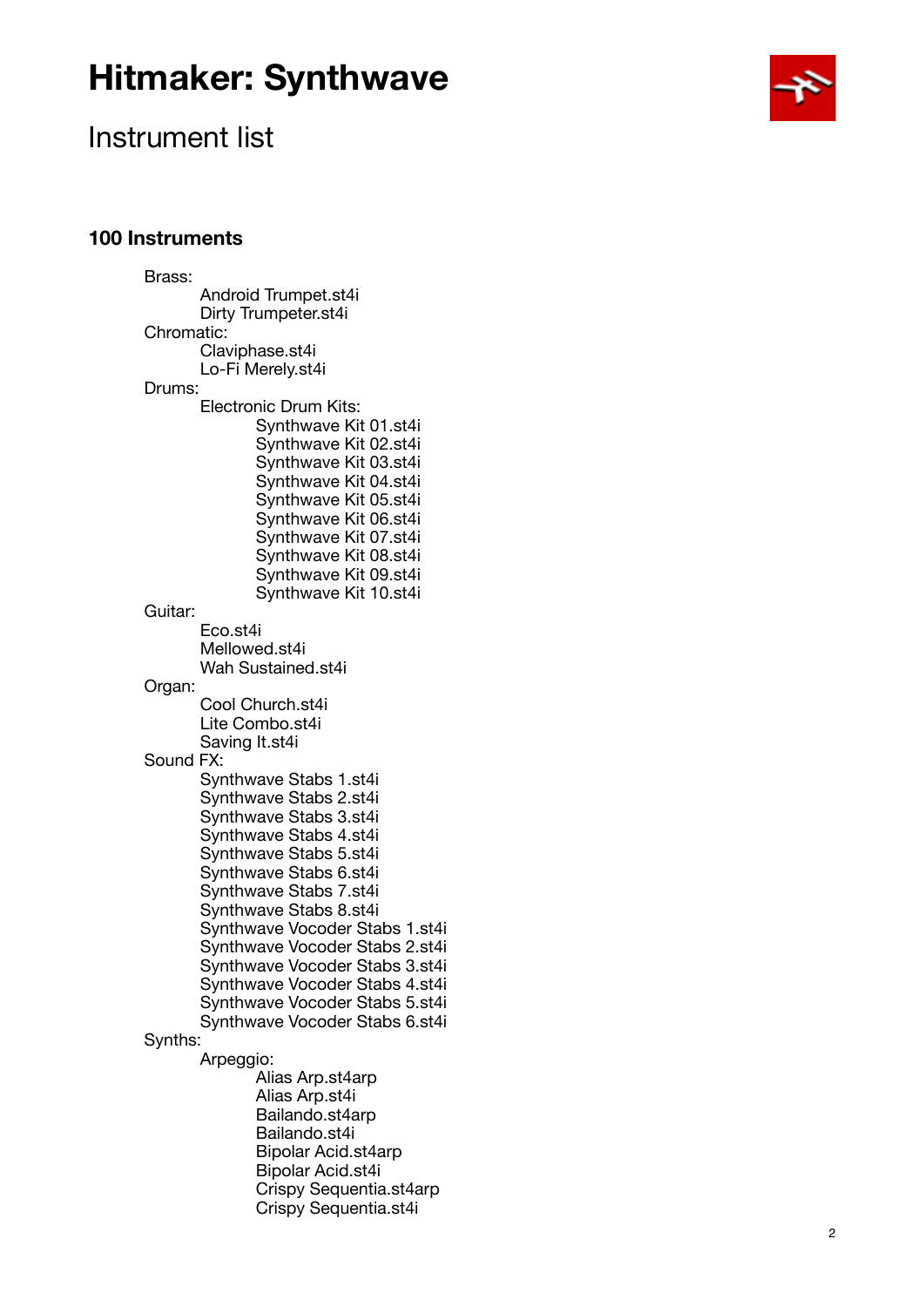# Hitmaker: Synthwave

## Instrument list

### 100 Instruments

- Brass:
  - Android Trumpet.st4i
  - Dirty Trumpeter.st4i
- Chromatic:
  - Claviphase.st4i
  - Lo-Fi Merely.st4i
- Drums:
  - Electronic Drum Kits:
    - Synthwave Kit 01.st4i
    - Synthwave Kit 02.st4i
    - Synthwave Kit 03.st4i
    - Synthwave Kit 04.st4i
    - Synthwave Kit 05.st4i
    - Synthwave Kit 06.st4i
    - Synthwave Kit 07.st4i
    - Synthwave Kit 08.st4i
    - Synthwave Kit 09.st4i
    - Synthwave Kit 10.st4i
- Guitar:
  - Eco.st4i
  - Mellowed.st4i
  - Wah Sustained.st4i
- Organ:
  - Cool Church.st4i
  - Lite Combo.st4i
  - Saving It.st4i
- Sound FX:
  - Synthwave Stabs 1.st4i
  - Synthwave Stabs 2.st4i
  - Synthwave Stabs 3.st4i
  - Synthwave Stabs 4.st4i
  - Synthwave Stabs 5.st4i
  - Synthwave Stabs 6.st4i
  - Synthwave Stabs 7.st4i
  - Synthwave Stabs 8.st4i
  - Synthwave Vocoder Stabs 1.st4i
  - Synthwave Vocoder Stabs 2.st4i
  - Synthwave Vocoder Stabs 3.st4i
  - Synthwave Vocoder Stabs 4.st4i
  - Synthwave Vocoder Stabs 5.st4i
  - Synthwave Vocoder Stabs 6.st4i
- Synths:
  - Arpeggio:
    - Alias Arp.st4arp
    - Alias Arp.st4i
    - Bailando.st4arp
    - Bailando.st4i
    - Bipolar Acid.st4arp
    - Bipolar Acid.st4i
    - Crispy Sequentia.st4arp
    - Crispy Sequentia.st4i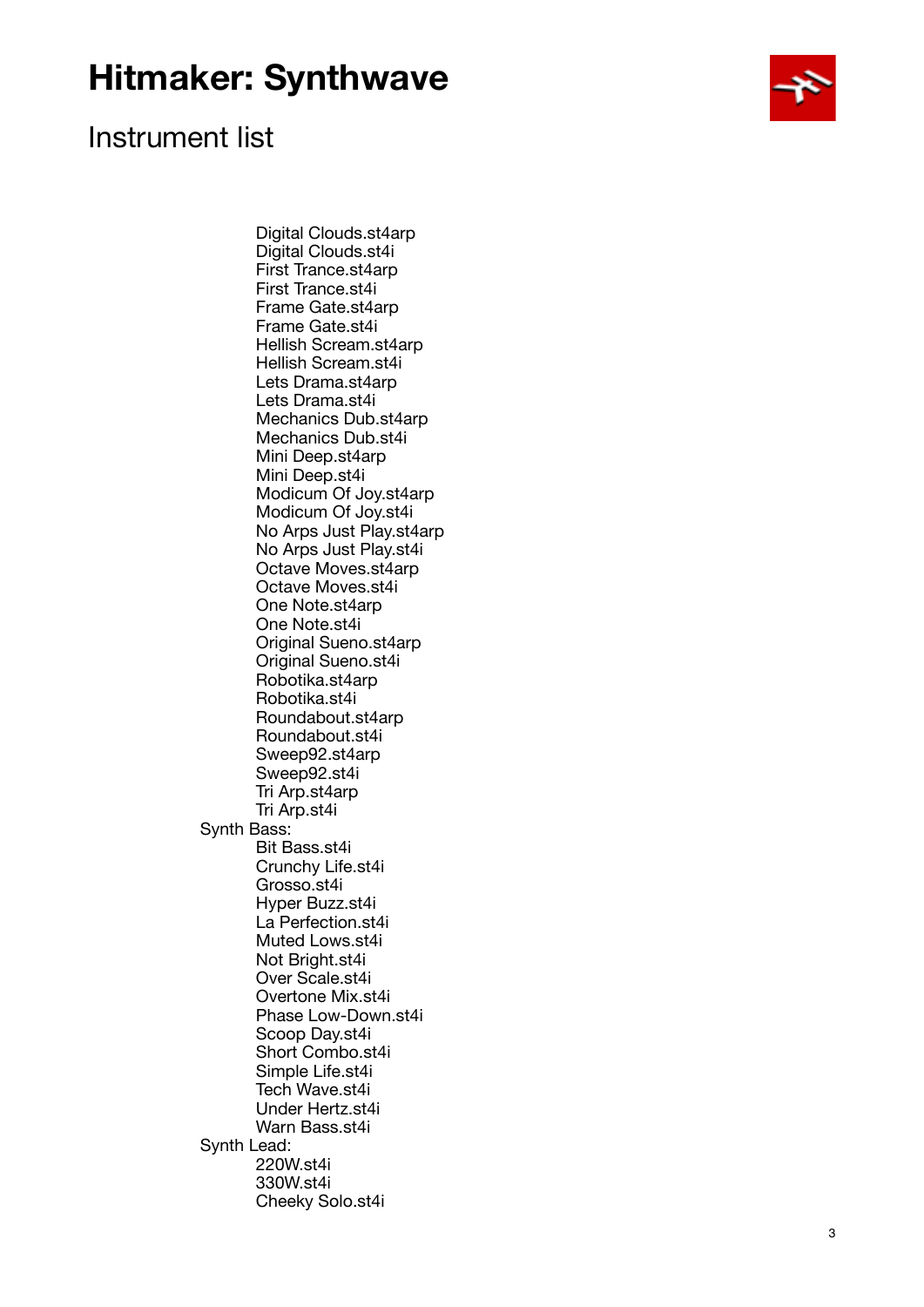# Hitmaker: Synthwave

## Instrument list

- Digital Clouds.st4arp
- Digital Clouds.st4i
- First Trance.st4arp
- First Trance.st4i
- Frame Gate.st4arp
- Frame Gate.st4i
- Hellish Scream.st4arp
- Hellish Scream.st4i
- Lets Drama.st4arp
- Lets Drama.st4i
- Mechanics Dub.st4arp
- Mechanics Dub.st4i
- Mini Deep.st4arp
- Mini Deep.st4i
- Modicum Of Joy.st4arp
- Modicum Of Joy.st4i
- No Arps Just Play.st4arp
- No Arps Just Play.st4i
- Octave Moves.st4arp
- Octave Moves.st4i
- One Note.st4arp
- One Note.st4i
- Original Sueno.st4arp
- Original Sueno.st4i
- Robotika.st4arp
- Robotika.st4i
- Roundabout.st4arp
- Roundabout.st4i
- Sweep92.st4arp
- Sweep92.st4i
- Tri Arp.st4arp
- Tri Arp.st4i

Synth Bass:

- Bit Bass.st4i
- Crunchy Life.st4i
- Grosso.st4i
- Hyper Buzz.st4i
- La Perfection.st4i
- Muted Lows.st4i
- Not Bright.st4i
- Over Scale.st4i
- Overtone Mix.st4i
- Phase Low-Down.st4i
- Scoop Day.st4i
- Short Combo.st4i
- Simple Life.st4i
- Tech Wave.st4i
- Under Hertz.st4i
- Warn Bass.st4i

Synth Lead:

- 220W.st4i
- 330W.st4i
- Cheeky Solo.st4i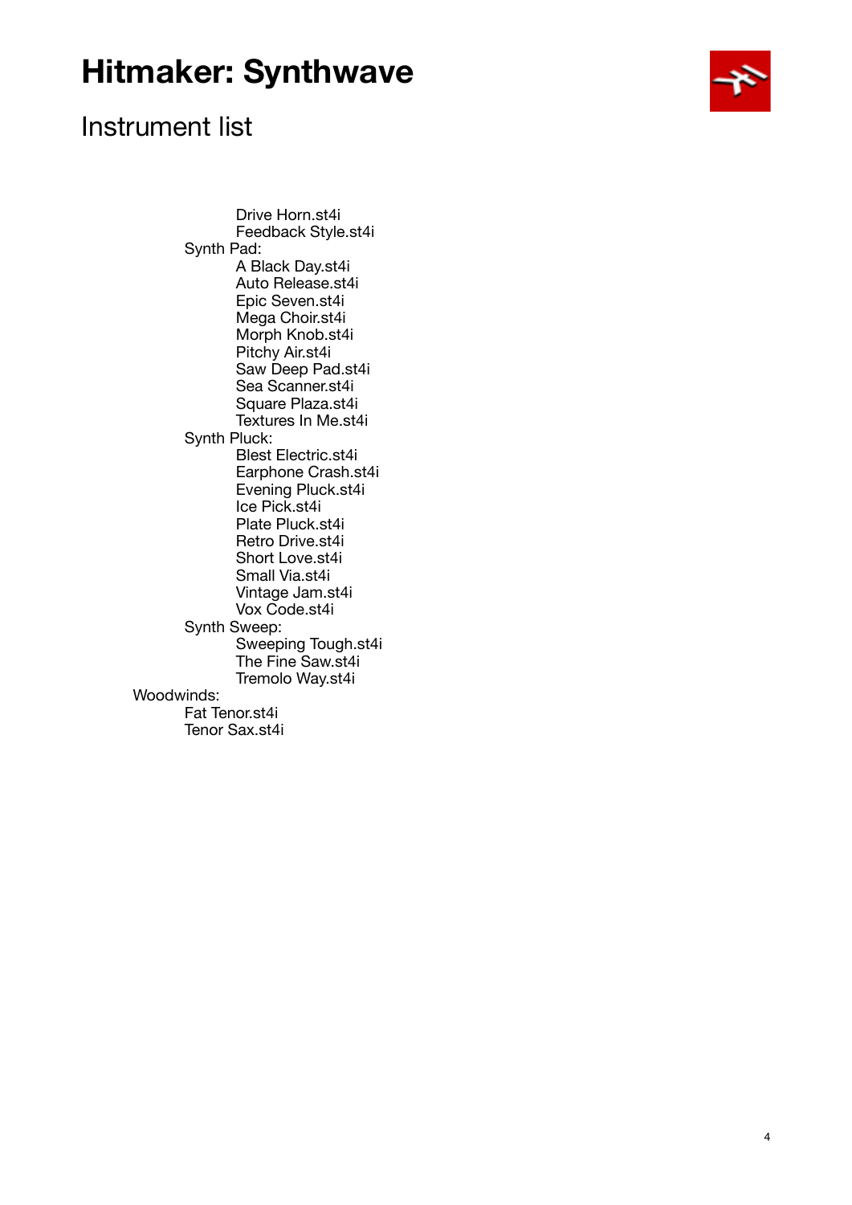# Hitmaker: Synthwave

## Instrument list

- Drive Horn.st4i
- Feedback Style.st4i
- Synth Pad:
  - A Black Day.st4i
  - Auto Release.st4i
  - Epic Seven.st4i
  - Mega Choir.st4i
  - Morph Knob.st4i
  - Pitchy Air.st4i
  - Saw Deep Pad.st4i
  - Sea Scanner.st4i
  - Square Plaza.st4i
  - Textures In Me.st4i
- Synth Pluck:
  - Blest Electric.st4i
  - Earphone Crash.st4i
  - Evening Pluck.st4i
  - Ice Pick.st4i
  - Plate Pluck.st4i
  - Retro Drive.st4i
  - Short Love.st4i
  - Small Via.st4i
  - Vintage Jam.st4i
  - Vox Code.st4i
- Synth Sweep:
  - Sweeping Tough.st4i
  - The Fine Saw.st4i
  - Tremolo Way.st4i

Woodwinds:
- Fat Tenor.st4i
- Tenor Sax.st4i